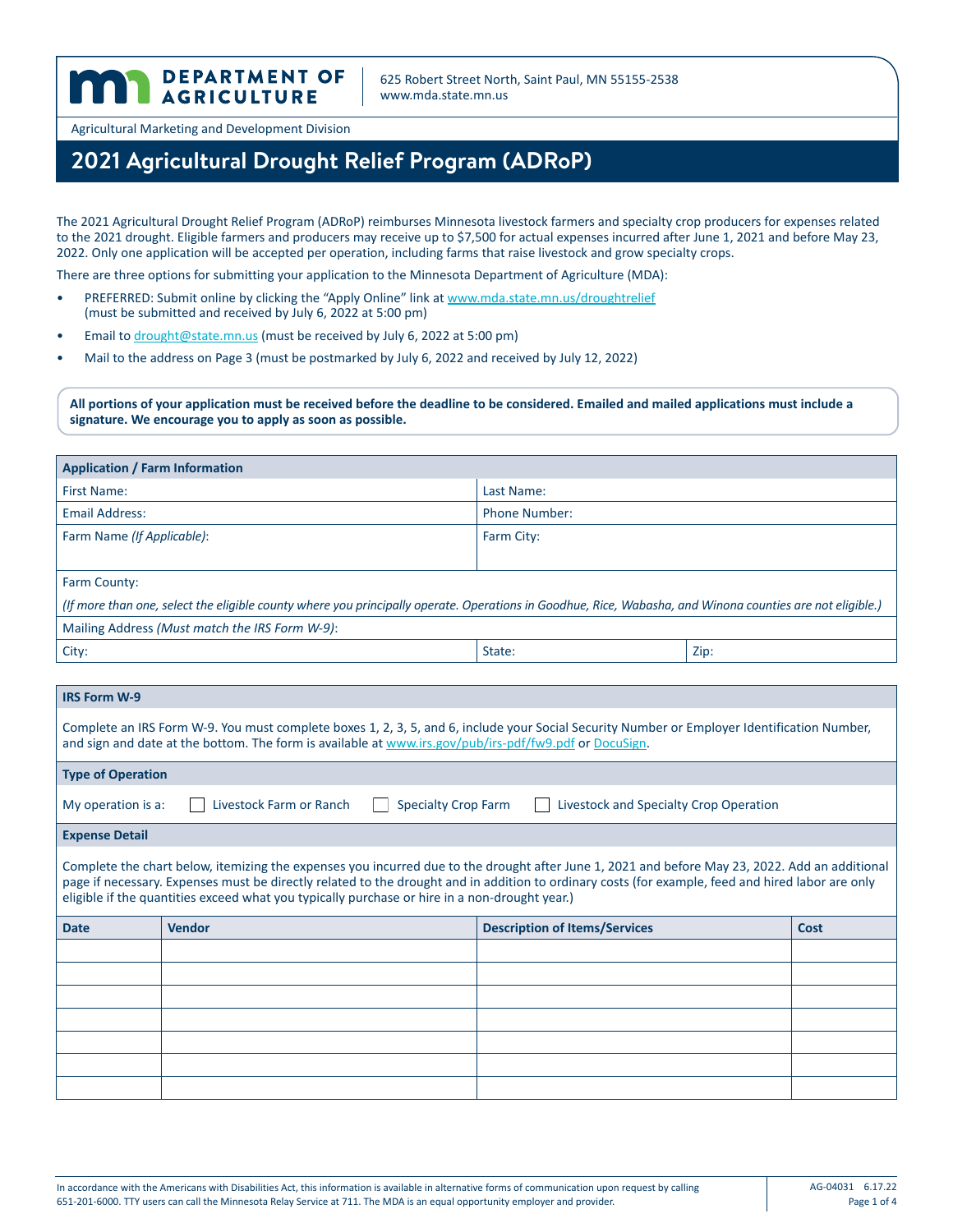**DEPARTMENT OF AGRICULTURE**

625 Robert Street North, Saint Paul, MN 55155-2538
www.mda.state.mn.us

Agricultural Marketing and Development Division

# 2021 Agricultural Drought Relief Program (ADRoP)

The 2021 Agricultural Drought Relief Program (ADRoP) reimburses Minnesota livestock farmers and specialty crop producers for expenses related to the 2021 drought. Eligible farmers and producers may receive up to $7,500 for actual expenses incurred after June 1, 2021 and before May 23, 2022. Only one application will be accepted per operation, including farms that raise livestock and grow specialty crops.

There are three options for submitting your application to the Minnesota Department of Agriculture (MDA):

- PREFERRED: Submit online by clicking the "Apply Online" link at www.mda.state.mn.us/droughtrelief (must be submitted and received by July 6, 2022 at 5:00 pm)
- Email to drought@state.mn.us (must be received by July 6, 2022 at 5:00 pm)
- Mail to the address on Page 3 (must be postmarked by July 6, 2022 and received by July 12, 2022)

**All portions of your application must be received before the deadline to be considered. Emailed and mailed applications must include a signature. We encourage you to apply as soon as possible.**

| **Application / Farm Information** | | |
|---|---|---|
| First Name: | Last Name: | |
| Email Address: | Phone Number: | |
| Farm Name *(If Applicable)*: | Farm City: | |
| Farm County: *(If more than one, select the eligible county where you principally operate. Operations in Goodhue, Rice, Wabasha, and Winona counties are not eligible.)* | | |
| Mailing Address *(Must match the IRS Form W-9)*: | | |
| City: | State: | Zip: |

**IRS Form W-9**

Complete an IRS Form W-9. You must complete boxes 1, 2, 3, 5, and 6, include your Social Security Number or Employer Identification Number, and sign and date at the bottom. The form is available at www.irs.gov/pub/irs-pdf/fw9.pdf or DocuSign.

**Type of Operation**

My operation is a: ☐ Livestock Farm or Ranch ☐ Specialty Crop Farm ☐ Livestock and Specialty Crop Operation

**Expense Detail**

Complete the chart below, itemizing the expenses you incurred due to the drought after June 1, 2021 and before May 23, 2022. Add an additional page if necessary. Expenses must be directly related to the drought and in addition to ordinary costs (for example, feed and hired labor are only eligible if the quantities exceed what you typically purchase or hire in a non-drought year.)

| Date | Vendor | Description of Items/Services | Cost |
|---|---|---|---|
| | | | |
| | | | |
| | | | |
| | | | |
| | | | |
| | | | |
| | | | |

In accordance with the Americans with Disabilities Act, this information is available in alternative forms of communication upon request by calling 651-201-6000. TTY users can call the Minnesota Relay Service at 711. The MDA is an equal opportunity employer and provider.

AG-04031 6.17.22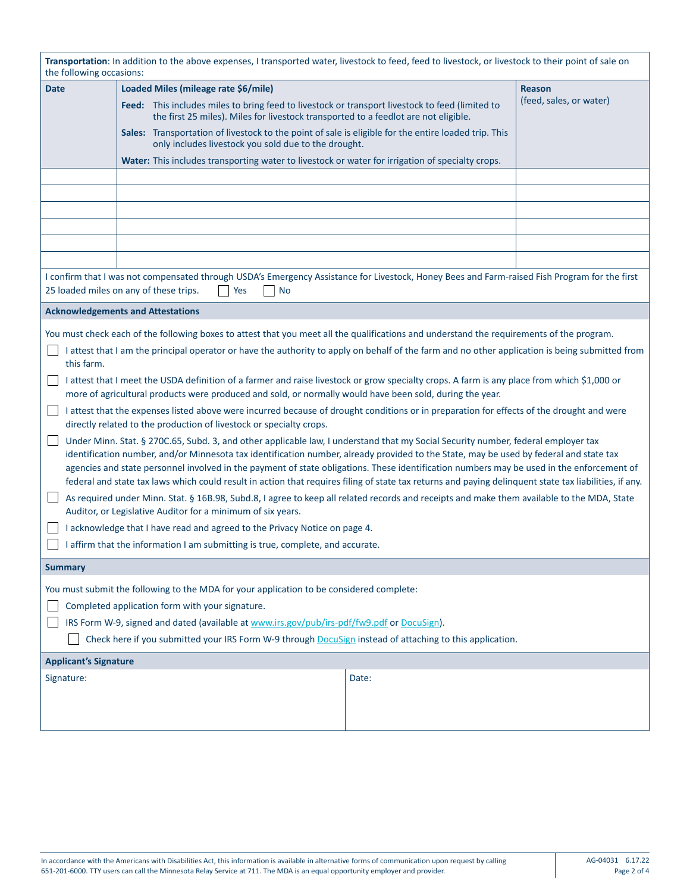**Transportation**: In addition to the above expenses, I transported water, livestock to feed, feed to livestock, or livestock to their point of sale on the following occasions:

| Date | Loaded Miles (mileage rate $6/mile)<br>**Feed:** This includes miles to bring feed to livestock or transport livestock to feed (limited to the first 25 miles). Miles for livestock transported to a feedlot are not eligible.<br>**Sales:** Transportation of livestock to the point of sale is eligible for the entire loaded trip. This only includes livestock you sold due to the drought.<br>**Water:** This includes transporting water to livestock or water for irrigation of specialty crops. | Reason (feed, sales, or water) |
|---|---|---|
| | | |
| | | |
| | | |
| | | |
| | | |
| | | |

I confirm that I was not compensated through USDA's Emergency Assistance for Livestock, Honey Bees and Farm-raised Fish Program for the first 25 loaded miles on any of these trips. ☐ Yes ☐ No

## Acknowledgements and Attestations

You must check each of the following boxes to attest that you meet all the qualifications and understand the requirements of the program.

- ☐ I attest that I am the principal operator or have the authority to apply on behalf of the farm and no other application is being submitted from this farm.
- ☐ I attest that I meet the USDA definition of a farmer and raise livestock or grow specialty crops. A farm is any place from which $1,000 or more of agricultural products were produced and sold, or normally would have been sold, during the year.
- ☐ I attest that the expenses listed above were incurred because of drought conditions or in preparation for effects of the drought and were directly related to the production of livestock or specialty crops.
- ☐ Under Minn. Stat. § 270C.65, Subd. 3, and other applicable law, I understand that my Social Security number, federal employer tax identification number, and/or Minnesota tax identification number, already provided to the State, may be used by federal and state tax agencies and state personnel involved in the payment of state obligations. These identification numbers may be used in the enforcement of federal and state tax laws which could result in action that requires filing of state tax returns and paying delinquent state tax liabilities, if any.
- ☐ As required under Minn. Stat. § 16B.98, Subd.8, I agree to keep all related records and receipts and make them available to the MDA, State Auditor, or Legislative Auditor for a minimum of six years.
- ☐ I acknowledge that I have read and agreed to the Privacy Notice on page 4.
- ☐ I affirm that the information I am submitting is true, complete, and accurate.

## Summary

You must submit the following to the MDA for your application to be considered complete:

- ☐ Completed application form with your signature.
- ☐ IRS Form W-9, signed and dated (available at www.irs.gov/pub/irs-pdf/fw9.pdf or DocuSign).
  - ☐ Check here if you submitted your IRS Form W-9 through DocuSign instead of attaching to this application.

## Applicant's Signature

| Signature: | Date: |
|---|---|
| | |

In accordance with the Americans with Disabilities Act, this information is available in alternative forms of communication upon request by calling 651-201-6000. TTY users can call the Minnesota Relay Service at 711. The MDA is an equal opportunity employer and provider.

AG-04031 6.17.22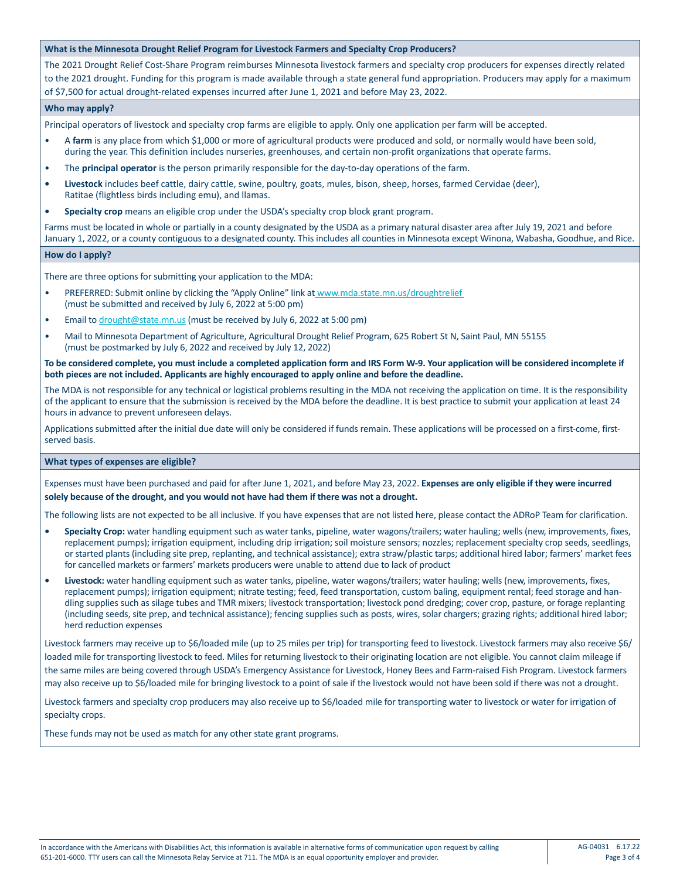## What is the Minnesota Drought Relief Program for Livestock Farmers and Specialty Crop Producers?

The 2021 Drought Relief Cost-Share Program reimburses Minnesota livestock farmers and specialty crop producers for expenses directly related to the 2021 drought. Funding for this program is made available through a state general fund appropriation. Producers may apply for a maximum of $7,500 for actual drought-related expenses incurred after June 1, 2021 and before May 23, 2022.

## Who may apply?

Principal operators of livestock and specialty crop farms are eligible to apply. Only one application per farm will be accepted.

- A **farm** is any place from which $1,000 or more of agricultural products were produced and sold, or normally would have been sold, during the year. This definition includes nurseries, greenhouses, and certain non-profit organizations that operate farms.
- The **principal operator** is the person primarily responsible for the day-to-day operations of the farm.
- **Livestock** includes beef cattle, dairy cattle, swine, poultry, goats, mules, bison, sheep, horses, farmed Cervidae (deer), Ratitae (flightless birds including emu), and llamas.
- **Specialty crop** means an eligible crop under the USDA's specialty crop block grant program.

Farms must be located in whole or partially in a county designated by the USDA as a primary natural disaster area after July 19, 2021 and before January 1, 2022, or a county contiguous to a designated county. This includes all counties in Minnesota except Winona, Wabasha, Goodhue, and Rice.

## How do I apply?

There are three options for submitting your application to the MDA:

- PREFERRED: Submit online by clicking the "Apply Online" link at www.mda.state.mn.us/droughtrelief (must be submitted and received by July 6, 2022 at 5:00 pm)
- Email to drought@state.mn.us (must be received by July 6, 2022 at 5:00 pm)
- Mail to Minnesota Department of Agriculture, Agricultural Drought Relief Program, 625 Robert St N, Saint Paul, MN 55155 (must be postmarked by July 6, 2022 and received by July 12, 2022)

**To be considered complete, you must include a completed application form and IRS Form W-9. Your application will be considered incomplete if both pieces are not included. Applicants are highly encouraged to apply online and before the deadline.**

The MDA is not responsible for any technical or logistical problems resulting in the MDA not receiving the application on time. It is the responsibility of the applicant to ensure that the submission is received by the MDA before the deadline. It is best practice to submit your application at least 24 hours in advance to prevent unforeseen delays.

Applications submitted after the initial due date will only be considered if funds remain. These applications will be processed on a first-come, first-served basis.

## What types of expenses are eligible?

Expenses must have been purchased and paid for after June 1, 2021, and before May 23, 2022. **Expenses are only eligible if they were incurred solely because of the drought, and you would not have had them if there was not a drought.**

The following lists are not expected to be all inclusive. If you have expenses that are not listed here, please contact the ADRoP Team for clarification.

- **Specialty Crop:** water handling equipment such as water tanks, pipeline, water wagons/trailers; water hauling; wells (new, improvements, fixes, replacement pumps); irrigation equipment, including drip irrigation; soil moisture sensors; nozzles; replacement specialty crop seeds, seedlings, or started plants (including site prep, replanting, and technical assistance); extra straw/plastic tarps; additional hired labor; farmers' market fees for cancelled markets or farmers' markets producers were unable to attend due to lack of product
- **Livestock:** water handling equipment such as water tanks, pipeline, water wagons/trailers; water hauling; wells (new, improvements, fixes, replacement pumps); irrigation equipment; nitrate testing; feed, feed transportation, custom baling, equipment rental; feed storage and handling supplies such as silage tubes and TMR mixers; livestock transportation; livestock pond dredging; cover crop, pasture, or forage replanting (including seeds, site prep, and technical assistance); fencing supplies such as posts, wires, solar chargers; grazing rights; additional hired labor; herd reduction expenses

Livestock farmers may receive up to $6/loaded mile (up to 25 miles per trip) for transporting feed to livestock. Livestock farmers may also receive $6/loaded mile for transporting livestock to feed. Miles for returning livestock to their originating location are not eligible. You cannot claim mileage if the same miles are being covered through USDA's Emergency Assistance for Livestock, Honey Bees and Farm-raised Fish Program. Livestock farmers may also receive up to $6/loaded mile for bringing livestock to a point of sale if the livestock would not have been sold if there was not a drought.

Livestock farmers and specialty crop producers may also receive up to $6/loaded mile for transporting water to livestock or water for irrigation of specialty crops.

These funds may not be used as match for any other state grant programs.

In accordance with the Americans with Disabilities Act, this information is available in alternative forms of communication upon request by calling 651-201-6000. TTY users can call the Minnesota Relay Service at 711. The MDA is an equal opportunity employer and provider.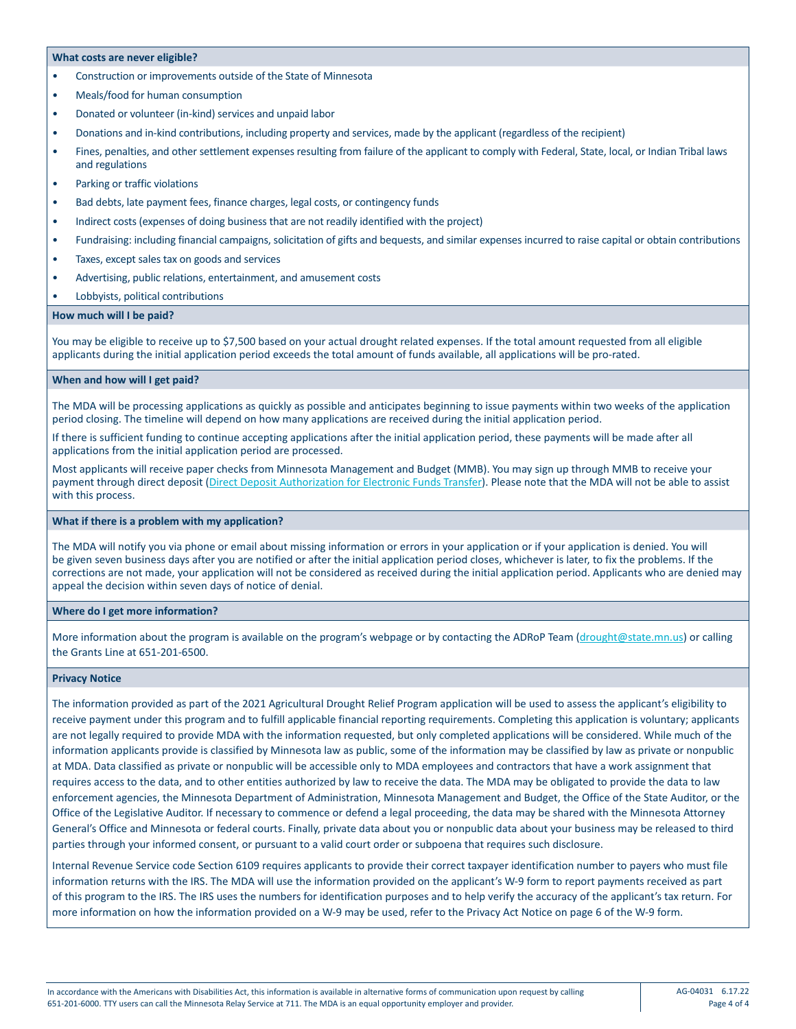### What costs are never eligible?

- Construction or improvements outside of the State of Minnesota
- Meals/food for human consumption
- Donated or volunteer (in-kind) services and unpaid labor
- Donations and in-kind contributions, including property and services, made by the applicant (regardless of the recipient)
- Fines, penalties, and other settlement expenses resulting from failure of the applicant to comply with Federal, State, local, or Indian Tribal laws and regulations
- Parking or traffic violations
- Bad debts, late payment fees, finance charges, legal costs, or contingency funds
- Indirect costs (expenses of doing business that are not readily identified with the project)
- Fundraising: including financial campaigns, solicitation of gifts and bequests, and similar expenses incurred to raise capital or obtain contributions
- Taxes, except sales tax on goods and services
- Advertising, public relations, entertainment, and amusement costs
- Lobbyists, political contributions

### How much will I be paid?

You may be eligible to receive up to $7,500 based on your actual drought related expenses. If the total amount requested from all eligible applicants during the initial application period exceeds the total amount of funds available, all applications will be pro-rated.

### When and how will I get paid?

The MDA will be processing applications as quickly as possible and anticipates beginning to issue payments within two weeks of the application period closing. The timeline will depend on how many applications are received during the initial application period.

If there is sufficient funding to continue accepting applications after the initial application period, these payments will be made after all applications from the initial application period are processed.

Most applicants will receive paper checks from Minnesota Management and Budget (MMB). You may sign up through MMB to receive your payment through direct deposit (Direct Deposit Authorization for Electronic Funds Transfer). Please note that the MDA will not be able to assist with this process.

### What if there is a problem with my application?

The MDA will notify you via phone or email about missing information or errors in your application or if your application is denied. You will be given seven business days after you are notified or after the initial application period closes, whichever is later, to fix the problems. If the corrections are not made, your application will not be considered as received during the initial application period. Applicants who are denied may appeal the decision within seven days of notice of denial.

### Where do I get more information?

More information about the program is available on the program's webpage or by contacting the ADRoP Team (drought@state.mn.us) or calling the Grants Line at 651-201-6500.

### Privacy Notice

The information provided as part of the 2021 Agricultural Drought Relief Program application will be used to assess the applicant's eligibility to receive payment under this program and to fulfill applicable financial reporting requirements. Completing this application is voluntary; applicants are not legally required to provide MDA with the information requested, but only completed applications will be considered. While much of the information applicants provide is classified by Minnesota law as public, some of the information may be classified by law as private or nonpublic at MDA. Data classified as private or nonpublic will be accessible only to MDA employees and contractors that have a work assignment that requires access to the data, and to other entities authorized by law to receive the data. The MDA may be obligated to provide the data to law enforcement agencies, the Minnesota Department of Administration, Minnesota Management and Budget, the Office of the State Auditor, or the Office of the Legislative Auditor. If necessary to commence or defend a legal proceeding, the data may be shared with the Minnesota Attorney General's Office and Minnesota or federal courts. Finally, private data about you or nonpublic data about your business may be released to third parties through your informed consent, or pursuant to a valid court order or subpoena that requires such disclosure.

Internal Revenue Service code Section 6109 requires applicants to provide their correct taxpayer identification number to payers who must file information returns with the IRS. The MDA will use the information provided on the applicant's W-9 form to report payments received as part of this program to the IRS. The IRS uses the numbers for identification purposes and to help verify the accuracy of the applicant's tax return. For more information on how the information provided on a W-9 may be used, refer to the Privacy Act Notice on page 6 of the W-9 form.

In accordance with the Americans with Disabilities Act, this information is available in alternative forms of communication upon request by calling 651-201-6000. TTY users can call the Minnesota Relay Service at 711. The MDA is an equal opportunity employer and provider.

AG-04031 6.17.22